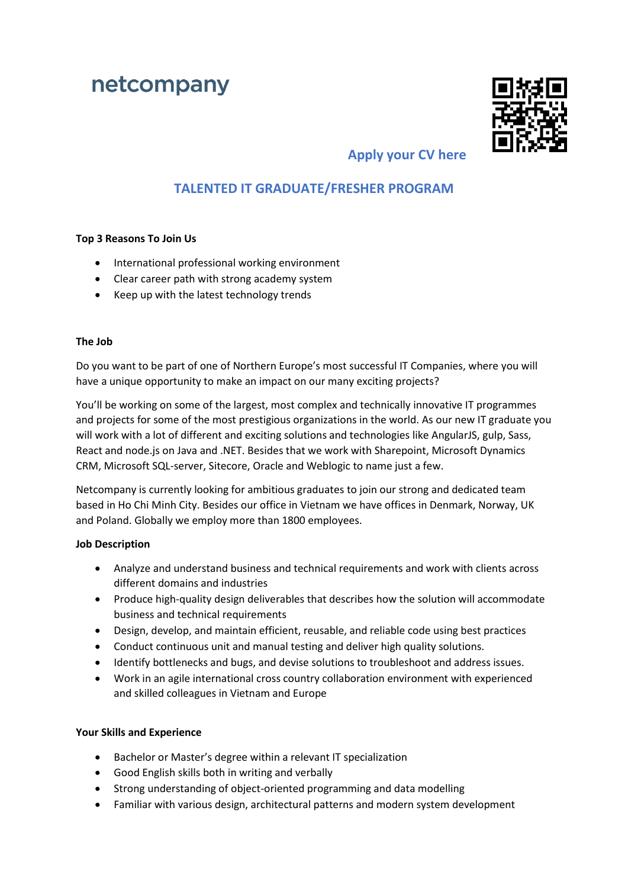netcompany

Apply your CV here

## TALENTED IT GRADUATE/FRESHER PROGRAM

**Top 3 Reasons To Join Us**

- International professional working environment
- Clear career path with strong academy system
- Keep up with the latest technology trends

**The Job**

Do you want to be part of one of Northern Europe's most successful IT Companies, where you will have a unique opportunity to make an impact on our many exciting projects?

You'll be working on some of the largest, most complex and technically innovative IT programmes and projects for some of the most prestigious organizations in the world. As our new IT graduate you will work with a lot of different and exciting solutions and technologies like AngularJS, gulp, Sass, React and node.js on Java and .NET. Besides that we work with Sharepoint, Microsoft Dynamics CRM, Microsoft SQL-server, Sitecore, Oracle and Weblogic to name just a few.

Netcompany is currently looking for ambitious graduates to join our strong and dedicated team based in Ho Chi Minh City. Besides our office in Vietnam we have offices in Denmark, Norway, UK and Poland. Globally we employ more than 1800 employees.

**Job Description**

- Analyze and understand business and technical requirements and work with clients across different domains and industries
- Produce high-quality design deliverables that describes how the solution will accommodate business and technical requirements
- Design, develop, and maintain efficient, reusable, and reliable code using best practices
- Conduct continuous unit and manual testing and deliver high quality solutions.
- Identify bottlenecks and bugs, and devise solutions to troubleshoot and address issues.
- Work in an agile international cross country collaboration environment with experienced and skilled colleagues in Vietnam and Europe

**Your Skills and Experience**

- Bachelor or Master's degree within a relevant IT specialization
- Good English skills both in writing and verbally
- Strong understanding of object-oriented programming and data modelling
- Familiar with various design, architectural patterns and modern system development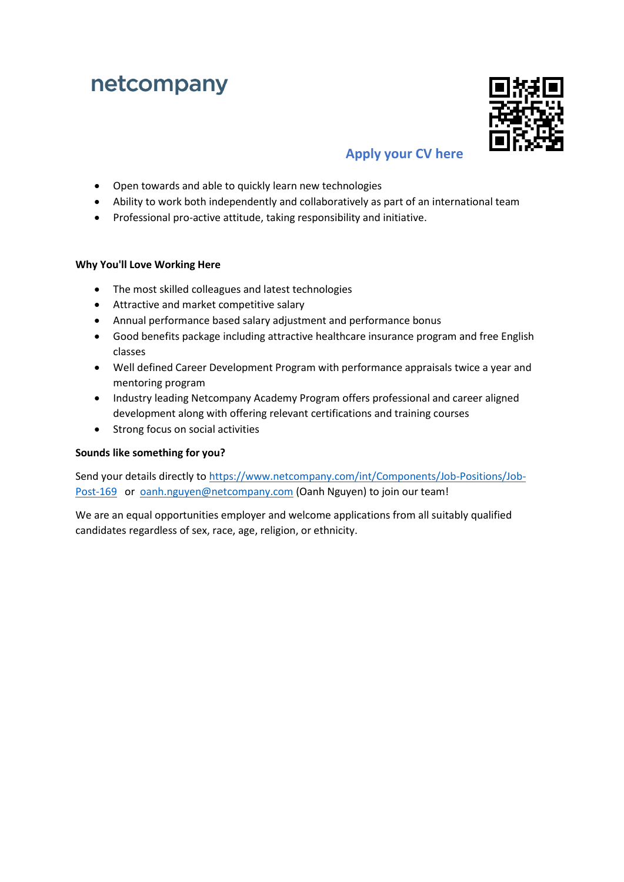netcompany

**Apply your CV here**

- Open towards and able to quickly learn new technologies
- Ability to work both independently and collaboratively as part of an international team
- Professional pro-active attitude, taking responsibility and initiative.

**Why You'll Love Working Here**

- The most skilled colleagues and latest technologies
- Attractive and market competitive salary
- Annual performance based salary adjustment and performance bonus
- Good benefits package including attractive healthcare insurance program and free English classes
- Well defined Career Development Program with performance appraisals twice a year and mentoring program
- Industry leading Netcompany Academy Program offers professional and career aligned development along with offering relevant certifications and training courses
- Strong focus on social activities

**Sounds like something for you?**

Send your details directly to https://www.netcompany.com/int/Components/Job-Positions/Job-Post-169 or oanh.nguyen@netcompany.com (Oanh Nguyen) to join our team!

We are an equal opportunities employer and welcome applications from all suitably qualified candidates regardless of sex, race, age, religion, or ethnicity.